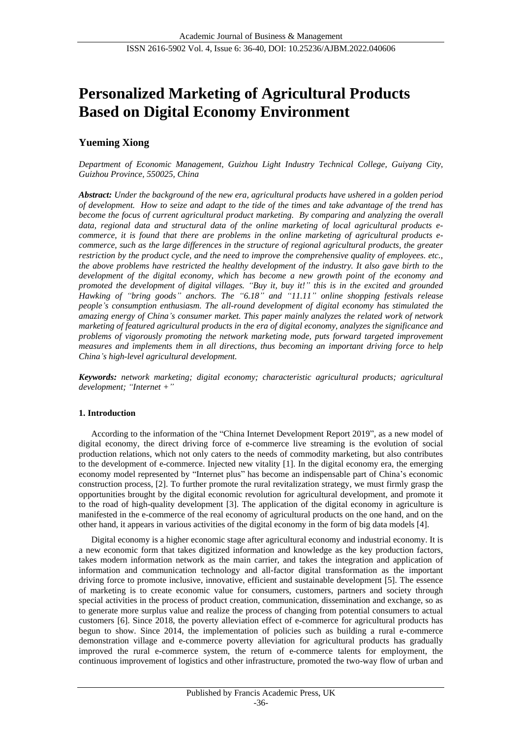# Personalized Marketing of Agricultural Products Based on Digital Economy Environment

**Yueming Xiong**

*Department of Economic Management, Guizhou Light Industry Technical College, Guiyang City, Guizhou Province, 550025, China*

***Abstract:*** *Under the background of the new era, agricultural products have ushered in a golden period of development. How to seize and adapt to the tide of the times and take advantage of the trend has become the focus of current agricultural product marketing. By comparing and analyzing the overall data, regional data and structural data of the online marketing of local agricultural products e-commerce, it is found that there are problems in the online marketing of agricultural products e-commerce, such as the large differences in the structure of regional agricultural products, the greater restriction by the product cycle, and the need to improve the comprehensive quality of employees. etc., the above problems have restricted the healthy development of the industry. It also gave birth to the development of the digital economy, which has become a new growth point of the economy and promoted the development of digital villages. "Buy it, buy it!" this is in the excited and grounded Hawking of "bring goods" anchors. The "6.18" and "11.11" online shopping festivals release people's consumption enthusiasm. The all-round development of digital economy has stimulated the amazing energy of China's consumer market. This paper mainly analyzes the related work of network marketing of featured agricultural products in the era of digital economy, analyzes the significance and problems of vigorously promoting the network marketing mode, puts forward targeted improvement measures and implements them in all directions, thus becoming an important driving force to help China's high-level agricultural development.*

***Keywords:*** *network marketing; digital economy; characteristic agricultural products; agricultural development; "Internet +"*

## 1. Introduction

According to the information of the "China Internet Development Report 2019", as a new model of digital economy, the direct driving force of e-commerce live streaming is the evolution of social production relations, which not only caters to the needs of commodity marketing, but also contributes to the development of e-commerce. Injected new vitality [1]. In the digital economy era, the emerging economy model represented by "Internet plus" has become an indispensable part of China's economic construction process, [2]. To further promote the rural revitalization strategy, we must firmly grasp the opportunities brought by the digital economic revolution for agricultural development, and promote it to the road of high-quality development [3]. The application of the digital economy in agriculture is manifested in the e-commerce of the real economy of agricultural products on the one hand, and on the other hand, it appears in various activities of the digital economy in the form of big data models [4].

Digital economy is a higher economic stage after agricultural economy and industrial economy. It is a new economic form that takes digitized information and knowledge as the key production factors, takes modern information network as the main carrier, and takes the integration and application of information and communication technology and all-factor digital transformation as the important driving force to promote inclusive, innovative, efficient and sustainable development [5]. The essence of marketing is to create economic value for consumers, customers, partners and society through special activities in the process of product creation, communication, dissemination and exchange, so as to generate more surplus value and realize the process of changing from potential consumers to actual customers [6]. Since 2018, the poverty alleviation effect of e-commerce for agricultural products has begun to show. Since 2014, the implementation of policies such as building a rural e-commerce demonstration village and e-commerce poverty alleviation for agricultural products has gradually improved the rural e-commerce system, the return of e-commerce talents for employment, the continuous improvement of logistics and other infrastructure, promoted the two-way flow of urban and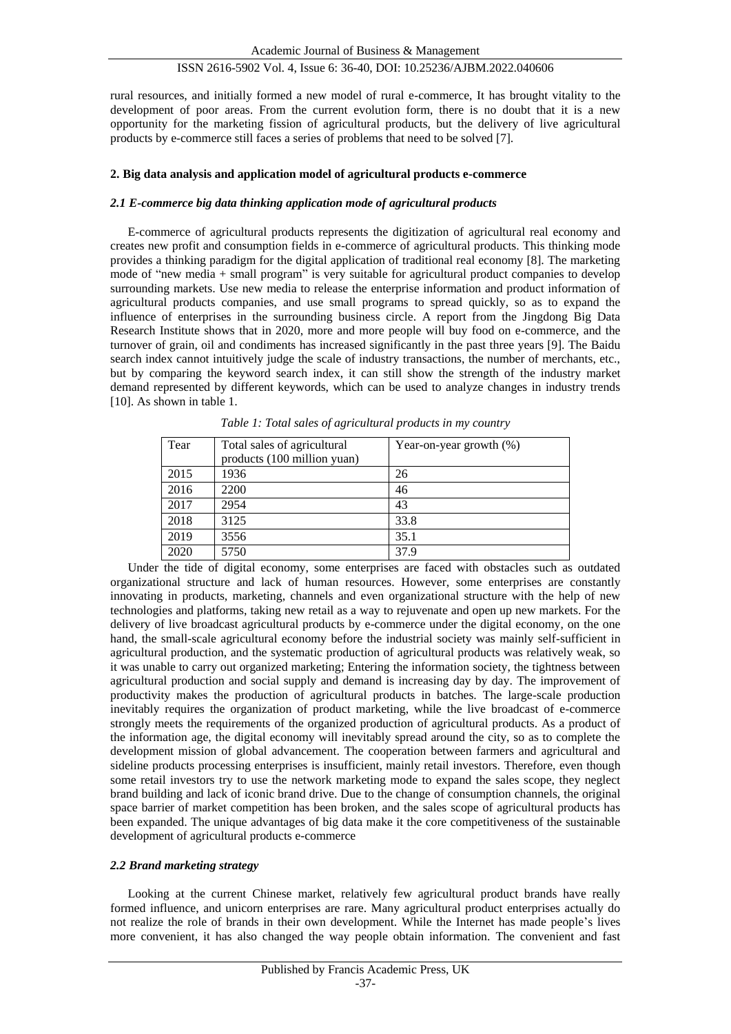rural resources, and initially formed a new model of rural e-commerce, It has brought vitality to the development of poor areas. From the current evolution form, there is no doubt that it is a new opportunity for the marketing fission of agricultural products, but the delivery of live agricultural products by e-commerce still faces a series of problems that need to be solved [7].

## 2. Big data analysis and application model of agricultural products e-commerce

### *2.1 E-commerce big data thinking application mode of agricultural products*

E-commerce of agricultural products represents the digitization of agricultural real economy and creates new profit and consumption fields in e-commerce of agricultural products. This thinking mode provides a thinking paradigm for the digital application of traditional real economy [8]. The marketing mode of "new media + small program" is very suitable for agricultural product companies to develop surrounding markets. Use new media to release the enterprise information and product information of agricultural products companies, and use small programs to spread quickly, so as to expand the influence of enterprises in the surrounding business circle. A report from the Jingdong Big Data Research Institute shows that in 2020, more and more people will buy food on e-commerce, and the turnover of grain, oil and condiments has increased significantly in the past three years [9]. The Baidu search index cannot intuitively judge the scale of industry transactions, the number of merchants, etc., but by comparing the keyword search index, it can still show the strength of the industry market demand represented by different keywords, which can be used to analyze changes in industry trends [10]. As shown in table 1.

*Table 1: Total sales of agricultural products in my country*

| Tear | Total sales of agricultural products (100 million yuan) | Year-on-year growth (%) |
|---|---|---|
| 2015 | 1936 | 26 |
| 2016 | 2200 | 46 |
| 2017 | 2954 | 43 |
| 2018 | 3125 | 33.8 |
| 2019 | 3556 | 35.1 |
| 2020 | 5750 | 37.9 |

Under the tide of digital economy, some enterprises are faced with obstacles such as outdated organizational structure and lack of human resources. However, some enterprises are constantly innovating in products, marketing, channels and even organizational structure with the help of new technologies and platforms, taking new retail as a way to rejuvenate and open up new markets. For the delivery of live broadcast agricultural products by e-commerce under the digital economy, on the one hand, the small-scale agricultural economy before the industrial society was mainly self-sufficient in agricultural production, and the systematic production of agricultural products was relatively weak, so it was unable to carry out organized marketing; Entering the information society, the tightness between agricultural production and social supply and demand is increasing day by day. The improvement of productivity makes the production of agricultural products in batches. The large-scale production inevitably requires the organization of product marketing, while the live broadcast of e-commerce strongly meets the requirements of the organized production of agricultural products. As a product of the information age, the digital economy will inevitably spread around the city, so as to complete the development mission of global advancement. The cooperation between farmers and agricultural and sideline products processing enterprises is insufficient, mainly retail investors. Therefore, even though some retail investors try to use the network marketing mode to expand the sales scope, they neglect brand building and lack of iconic brand drive. Due to the change of consumption channels, the original space barrier of market competition has been broken, and the sales scope of agricultural products has been expanded. The unique advantages of big data make it the core competitiveness of the sustainable development of agricultural products e-commerce

### *2.2 Brand marketing strategy*

Looking at the current Chinese market, relatively few agricultural product brands have really formed influence, and unicorn enterprises are rare. Many agricultural product enterprises actually do not realize the role of brands in their own development. While the Internet has made people's lives more convenient, it has also changed the way people obtain information. The convenient and fast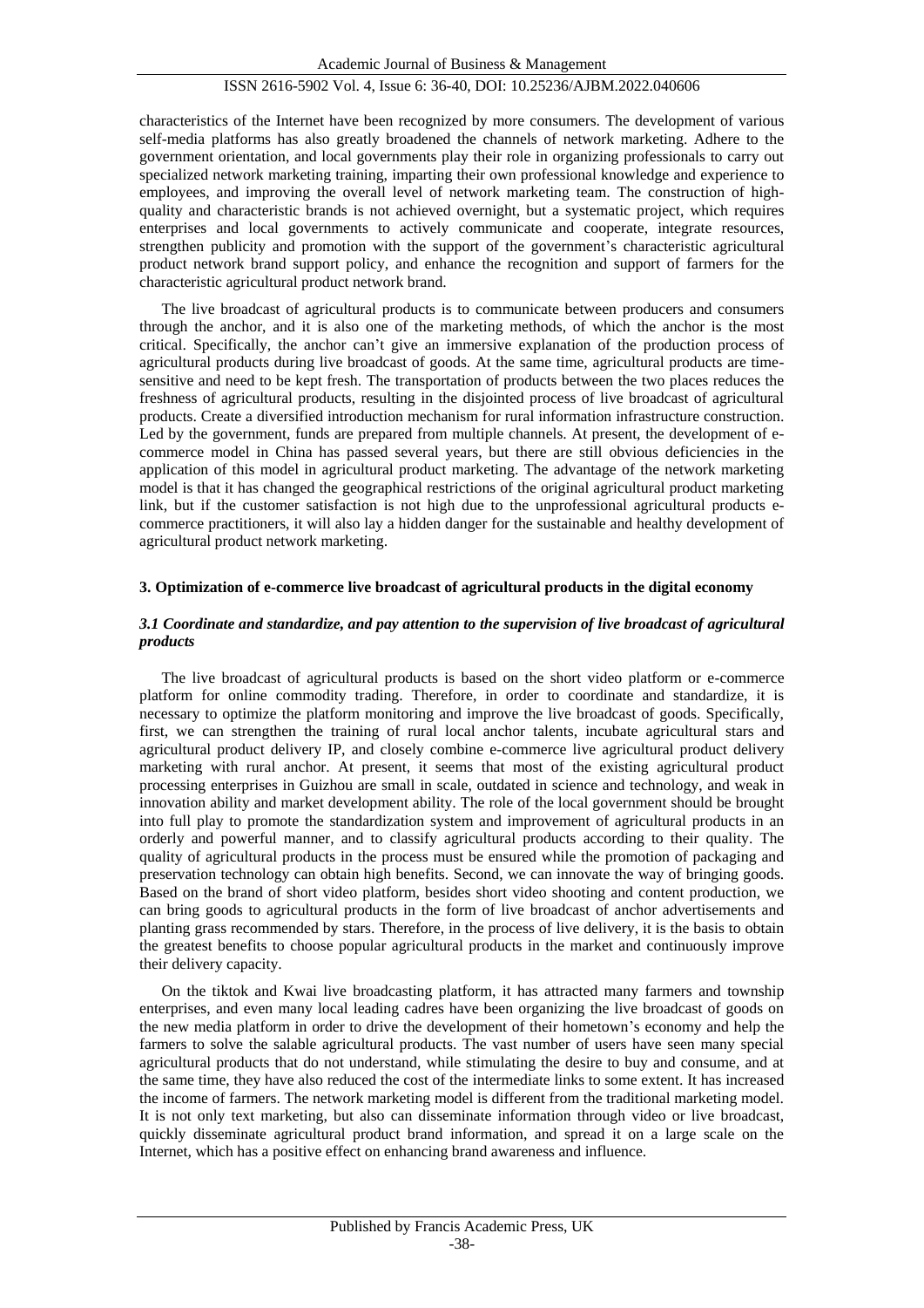characteristics of the Internet have been recognized by more consumers. The development of various self-media platforms has also greatly broadened the channels of network marketing. Adhere to the government orientation, and local governments play their role in organizing professionals to carry out specialized network marketing training, imparting their own professional knowledge and experience to employees, and improving the overall level of network marketing team. The construction of high-quality and characteristic brands is not achieved overnight, but a systematic project, which requires enterprises and local governments to actively communicate and cooperate, integrate resources, strengthen publicity and promotion with the support of the government's characteristic agricultural product network brand support policy, and enhance the recognition and support of farmers for the characteristic agricultural product network brand.

The live broadcast of agricultural products is to communicate between producers and consumers through the anchor, and it is also one of the marketing methods, of which the anchor is the most critical. Specifically, the anchor can't give an immersive explanation of the production process of agricultural products during live broadcast of goods. At the same time, agricultural products are time-sensitive and need to be kept fresh. The transportation of products between the two places reduces the freshness of agricultural products, resulting in the disjointed process of live broadcast of agricultural products. Create a diversified introduction mechanism for rural information infrastructure construction. Led by the government, funds are prepared from multiple channels. At present, the development of e-commerce model in China has passed several years, but there are still obvious deficiencies in the application of this model in agricultural product marketing. The advantage of the network marketing model is that it has changed the geographical restrictions of the original agricultural product marketing link, but if the customer satisfaction is not high due to the unprofessional agricultural products e-commerce practitioners, it will also lay a hidden danger for the sustainable and healthy development of agricultural product network marketing.

## 3. Optimization of e-commerce live broadcast of agricultural products in the digital economy

### *3.1 Coordinate and standardize, and pay attention to the supervision of live broadcast of agricultural products*

The live broadcast of agricultural products is based on the short video platform or e-commerce platform for online commodity trading. Therefore, in order to coordinate and standardize, it is necessary to optimize the platform monitoring and improve the live broadcast of goods. Specifically, first, we can strengthen the training of rural local anchor talents, incubate agricultural stars and agricultural product delivery IP, and closely combine e-commerce live agricultural product delivery marketing with rural anchor. At present, it seems that most of the existing agricultural product processing enterprises in Guizhou are small in scale, outdated in science and technology, and weak in innovation ability and market development ability. The role of the local government should be brought into full play to promote the standardization system and improvement of agricultural products in an orderly and powerful manner, and to classify agricultural products according to their quality. The quality of agricultural products in the process must be ensured while the promotion of packaging and preservation technology can obtain high benefits. Second, we can innovate the way of bringing goods. Based on the brand of short video platform, besides short video shooting and content production, we can bring goods to agricultural products in the form of live broadcast of anchor advertisements and planting grass recommended by stars. Therefore, in the process of live delivery, it is the basis to obtain the greatest benefits to choose popular agricultural products in the market and continuously improve their delivery capacity.

On the tiktok and Kwai live broadcasting platform, it has attracted many farmers and township enterprises, and even many local leading cadres have been organizing the live broadcast of goods on the new media platform in order to drive the development of their hometown's economy and help the farmers to solve the salable agricultural products. The vast number of users have seen many special agricultural products that do not understand, while stimulating the desire to buy and consume, and at the same time, they have also reduced the cost of the intermediate links to some extent. It has increased the income of farmers. The network marketing model is different from the traditional marketing model. It is not only text marketing, but also can disseminate information through video or live broadcast, quickly disseminate agricultural product brand information, and spread it on a large scale on the Internet, which has a positive effect on enhancing brand awareness and influence.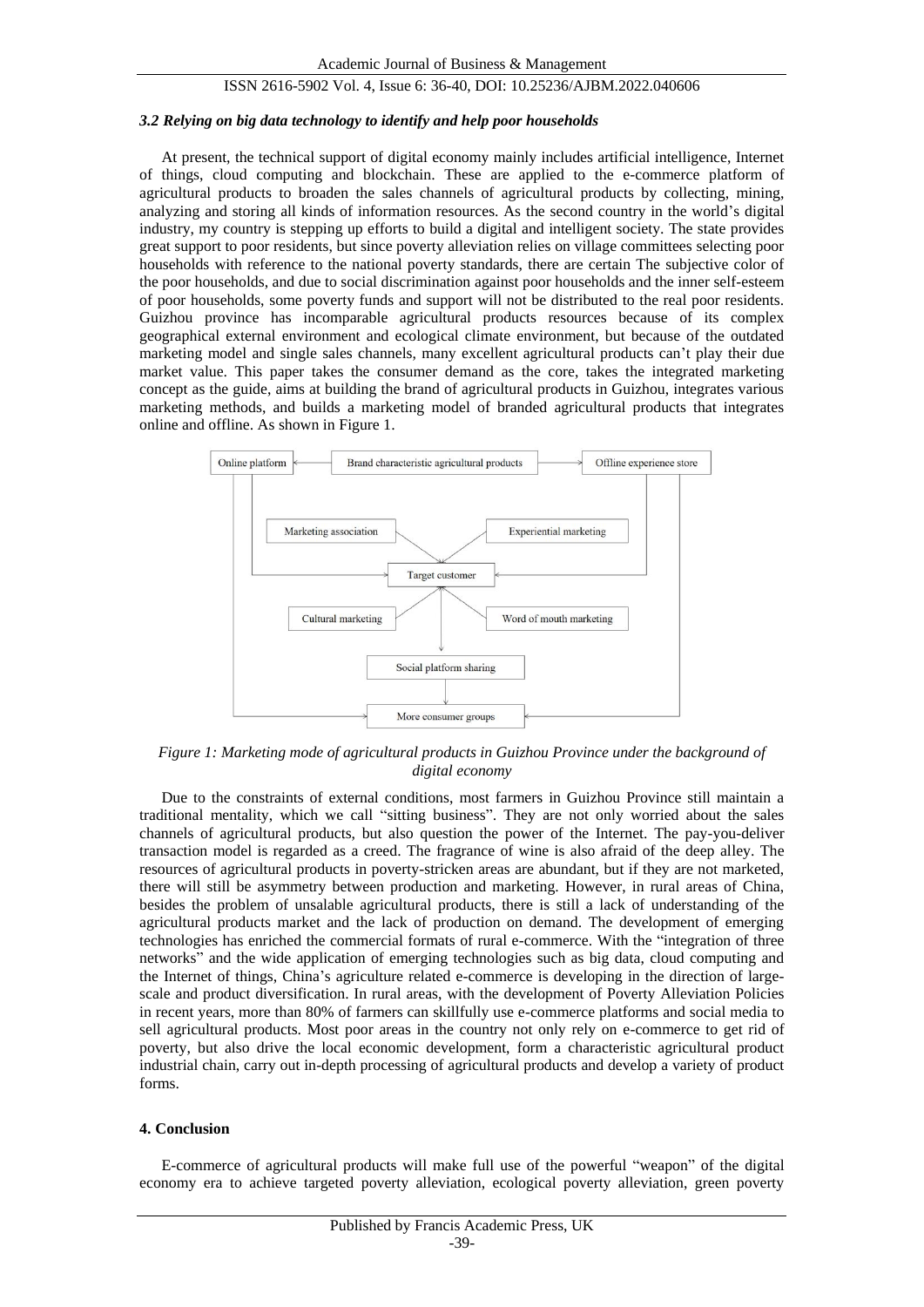### *3.2 Relying on big data technology to identify and help poor households*

At present, the technical support of digital economy mainly includes artificial intelligence, Internet of things, cloud computing and blockchain. These are applied to the e-commerce platform of agricultural products to broaden the sales channels of agricultural products by collecting, mining, analyzing and storing all kinds of information resources. As the second country in the world's digital industry, my country is stepping up efforts to build a digital and intelligent society. The state provides great support to poor residents, but since poverty alleviation relies on village committees selecting poor households with reference to the national poverty standards, there are certain The subjective color of the poor households, and due to social discrimination against poor households and the inner self-esteem of poor households, some poverty funds and support will not be distributed to the real poor residents. Guizhou province has incomparable agricultural products resources because of its complex geographical external environment and ecological climate environment, but because of the outdated marketing model and single sales channels, many excellent agricultural products can't play their due market value. This paper takes the consumer demand as the core, takes the integrated marketing concept as the guide, aims at building the brand of agricultural products in Guizhou, integrates various marketing methods, and builds a marketing model of branded agricultural products that integrates online and offline. As shown in Figure 1.

*Figure 1: Marketing mode of agricultural products in Guizhou Province under the background of digital economy*

Due to the constraints of external conditions, most farmers in Guizhou Province still maintain a traditional mentality, which we call "sitting business". They are not only worried about the sales channels of agricultural products, but also question the power of the Internet. The pay-you-deliver transaction model is regarded as a creed. The fragrance of wine is also afraid of the deep alley. The resources of agricultural products in poverty-stricken areas are abundant, but if they are not marketed, there will still be asymmetry between production and marketing. However, in rural areas of China, besides the problem of unsalable agricultural products, there is still a lack of understanding of the agricultural products market and the lack of production on demand. The development of emerging technologies has enriched the commercial formats of rural e-commerce. With the "integration of three networks" and the wide application of emerging technologies such as big data, cloud computing and the Internet of things, China's agriculture related e-commerce is developing in the direction of large-scale and product diversification. In rural areas, with the development of Poverty Alleviation Policies in recent years, more than 80% of farmers can skillfully use e-commerce platforms and social media to sell agricultural products. Most poor areas in the country not only rely on e-commerce to get rid of poverty, but also drive the local economic development, form a characteristic agricultural product industrial chain, carry out in-depth processing of agricultural products and develop a variety of product forms.

## 4. Conclusion

E-commerce of agricultural products will make full use of the powerful "weapon" of the digital economy era to achieve targeted poverty alleviation, ecological poverty alleviation, green poverty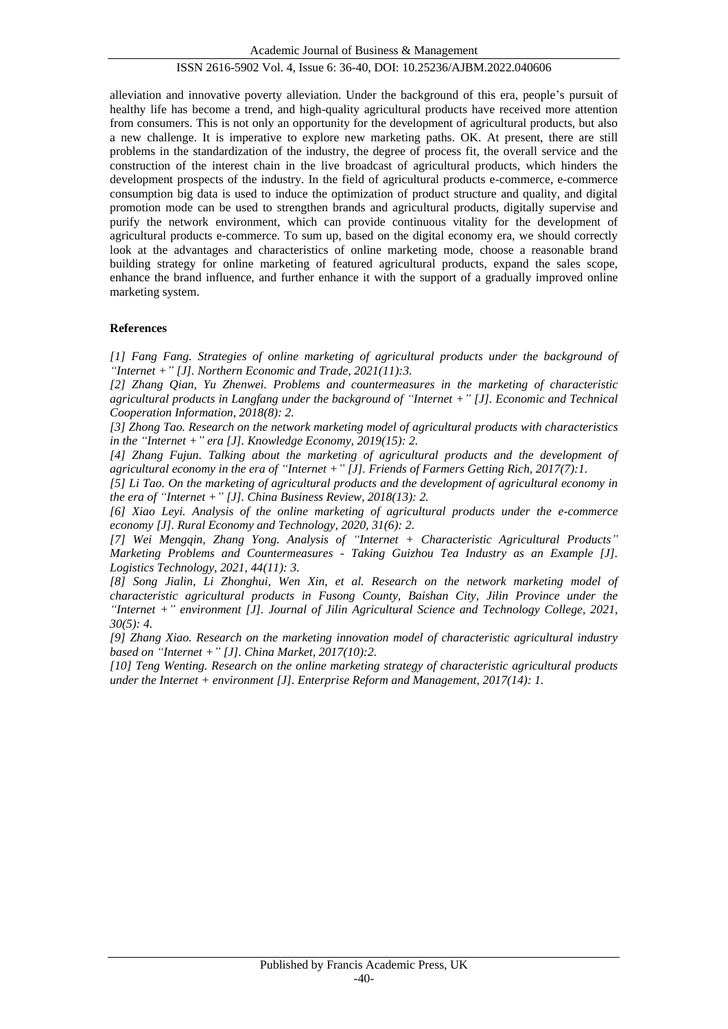alleviation and innovative poverty alleviation. Under the background of this era, people's pursuit of healthy life has become a trend, and high-quality agricultural products have received more attention from consumers. This is not only an opportunity for the development of agricultural products, but also a new challenge. It is imperative to explore new marketing paths. OK. At present, there are still problems in the standardization of the industry, the degree of process fit, the overall service and the construction of the interest chain in the live broadcast of agricultural products, which hinders the development prospects of the industry. In the field of agricultural products e-commerce, e-commerce consumption big data is used to induce the optimization of product structure and quality, and digital promotion mode can be used to strengthen brands and agricultural products, digitally supervise and purify the network environment, which can provide continuous vitality for the development of agricultural products e-commerce. To sum up, based on the digital economy era, we should correctly look at the advantages and characteristics of online marketing mode, choose a reasonable brand building strategy for online marketing of featured agricultural products, expand the sales scope, enhance the brand influence, and further enhance it with the support of a gradually improved online marketing system.

## References

*[1] Fang Fang. Strategies of online marketing of agricultural products under the background of "Internet +" [J]. Northern Economic and Trade, 2021(11):3.*

*[2] Zhang Qian, Yu Zhenwei. Problems and countermeasures in the marketing of characteristic agricultural products in Langfang under the background of "Internet +" [J]. Economic and Technical Cooperation Information, 2018(8): 2.*

*[3] Zhong Tao. Research on the network marketing model of agricultural products with characteristics in the "Internet +" era [J]. Knowledge Economy, 2019(15): 2.*

*[4] Zhang Fujun. Talking about the marketing of agricultural products and the development of agricultural economy in the era of "Internet +" [J]. Friends of Farmers Getting Rich, 2017(7):1.*

*[5] Li Tao. On the marketing of agricultural products and the development of agricultural economy in the era of "Internet +" [J]. China Business Review, 2018(13): 2.*

*[6] Xiao Leyi. Analysis of the online marketing of agricultural products under the e-commerce economy [J]. Rural Economy and Technology, 2020, 31(6): 2.*

*[7] Wei Mengqin, Zhang Yong. Analysis of "Internet + Characteristic Agricultural Products" Marketing Problems and Countermeasures - Taking Guizhou Tea Industry as an Example [J]. Logistics Technology, 2021, 44(11): 3.*

*[8] Song Jialin, Li Zhonghui, Wen Xin, et al. Research on the network marketing model of characteristic agricultural products in Fusong County, Baishan City, Jilin Province under the "Internet +" environment [J]. Journal of Jilin Agricultural Science and Technology College, 2021, 30(5): 4.*

*[9] Zhang Xiao. Research on the marketing innovation model of characteristic agricultural industry based on "Internet +" [J]. China Market, 2017(10):2.*

*[10] Teng Wenting. Research on the online marketing strategy of characteristic agricultural products under the Internet + environment [J]. Enterprise Reform and Management, 2017(14): 1.*